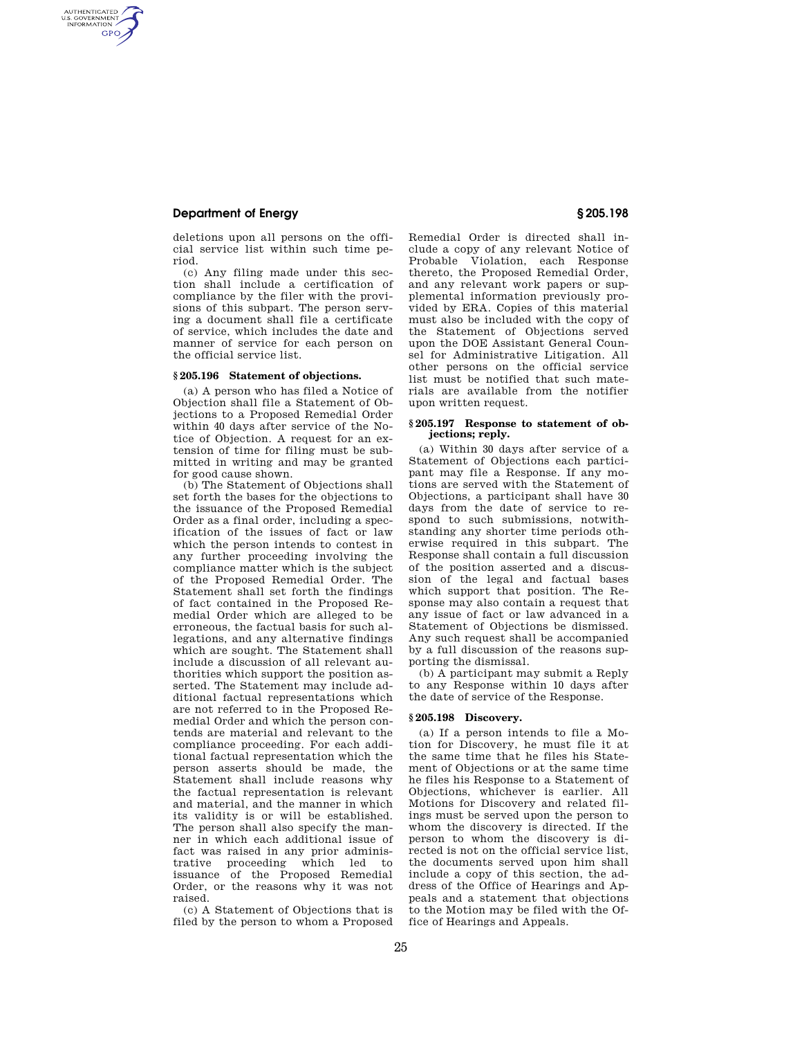deletions upon all persons on the official service list within such time period.

(c) Any filing made under this section shall include a certification of compliance by the filer with the provisions of this subpart. The person serving a document shall file a certificate of service, which includes the date and manner of service for each person on the official service list.

### § 205.196 Statement of objections.

(a) A person who has filed a Notice of Objection shall file a Statement of Objections to a Proposed Remedial Order within 40 days after service of the Notice of Objection. A request for an extension of time for filing must be submitted in writing and may be granted for good cause shown.

(b) The Statement of Objections shall set forth the bases for the objections to the issuance of the Proposed Remedial Order as a final order, including a specification of the issues of fact or law which the person intends to contest in any further proceeding involving the compliance matter which is the subject of the Proposed Remedial Order. The Statement shall set forth the findings of fact contained in the Proposed Remedial Order which are alleged to be erroneous, the factual basis for such allegations, and any alternative findings which are sought. The Statement shall include a discussion of all relevant authorities which support the position asserted. The Statement may include additional factual representations which are not referred to in the Proposed Remedial Order and which the person contends are material and relevant to the compliance proceeding. For each additional factual representation which the person asserts should be made, the Statement shall include reasons why the factual representation is relevant and material, and the manner in which its validity is or will be established. The person shall also specify the manner in which each additional issue of fact was raised in any prior administrative proceeding which led to issuance of the Proposed Remedial Order, or the reasons why it was not raised.

(c) A Statement of Objections that is filed by the person to whom a Proposed Remedial Order is directed shall include a copy of any relevant Notice of Probable Violation, each Response thereto, the Proposed Remedial Order, and any relevant work papers or supplemental information previously provided by ERA. Copies of this material must also be included with the copy of the Statement of Objections served upon the DOE Assistant General Counsel for Administrative Litigation. All other persons on the official service list must be notified that such materials are available from the notifier upon written request.

### § 205.197 Response to statement of objections; reply.

(a) Within 30 days after service of a Statement of Objections each participant may file a Response. If any motions are served with the Statement of Objections, a participant shall have 30 days from the date of service to respond to such submissions, notwithstanding any shorter time periods otherwise required in this subpart. The Response shall contain a full discussion of the position asserted and a discussion of the legal and factual bases which support that position. The Response may also contain a request that any issue of fact or law advanced in a Statement of Objections be dismissed. Any such request shall be accompanied by a full discussion of the reasons supporting the dismissal.

(b) A participant may submit a Reply to any Response within 10 days after the date of service of the Response.

### § 205.198 Discovery.

(a) If a person intends to file a Motion for Discovery, he must file it at the same time that he files his Statement of Objections or at the same time he files his Response to a Statement of Objections, whichever is earlier. All Motions for Discovery and related filings must be served upon the person to whom the discovery is directed. If the person to whom the discovery is directed is not on the official service list, the documents served upon him shall include a copy of this section, the address of the Office of Hearings and Appeals and a statement that objections to the Motion may be filed with the Office of Hearings and Appeals.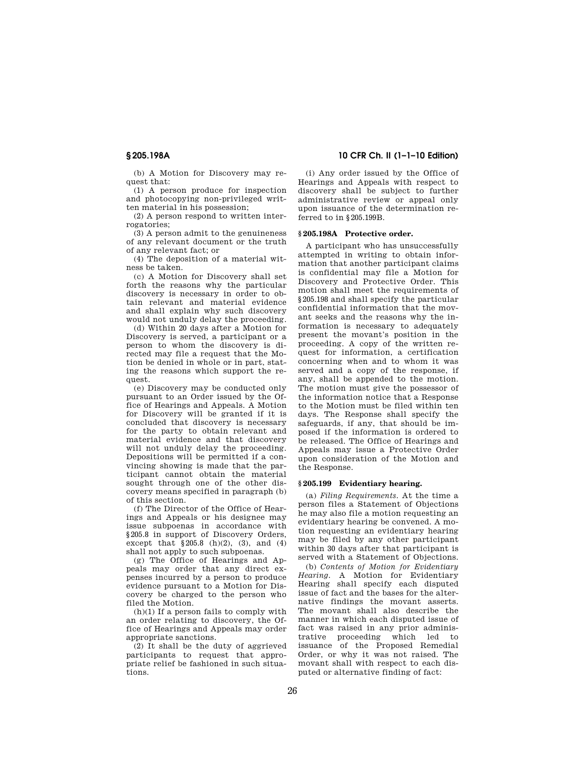(b) A Motion for Discovery may request that:

(1) A person produce for inspection and photocopying non-privileged written material in his possession;

(2) A person respond to written interrogatories;

(3) A person admit to the genuineness of any relevant document or the truth of any relevant fact; or

(4) The deposition of a material witness be taken.

(c) A Motion for Discovery shall set forth the reasons why the particular discovery is necessary in order to obtain relevant and material evidence and shall explain why such discovery would not unduly delay the proceeding.

(d) Within 20 days after a Motion for Discovery is served, a participant or a person to whom the discovery is directed may file a request that the Motion be denied in whole or in part, stating the reasons which support the request.

(e) Discovery may be conducted only pursuant to an Order issued by the Office of Hearings and Appeals. A Motion for Discovery will be granted if it is concluded that discovery is necessary for the party to obtain relevant and material evidence and that discovery will not unduly delay the proceeding. Depositions will be permitted if a convincing showing is made that the participant cannot obtain the material sought through one of the other discovery means specified in paragraph (b) of this section.

(f) The Director of the Office of Hearings and Appeals or his designee may issue subpoenas in accordance with §205.8 in support of Discovery Orders, except that §205.8 (h)(2), (3), and (4) shall not apply to such subpoenas.

(g) The Office of Hearings and Appeals may order that any direct expenses incurred by a person to produce evidence pursuant to a Motion for Discovery be charged to the person who filed the Motion.

(h)(1) If a person fails to comply with an order relating to discovery, the Office of Hearings and Appeals may order appropriate sanctions.

(2) It shall be the duty of aggrieved participants to request that appropriate relief be fashioned in such situations.

(i) Any order issued by the Office of Hearings and Appeals with respect to discovery shall be subject to further administrative review or appeal only upon issuance of the determination referred to in §205.199B.

### §205.198A Protective order.

A participant who has unsuccessfully attempted in writing to obtain information that another participant claims is confidential may file a Motion for Discovery and Protective Order. This motion shall meet the requirements of §205.198 and shall specify the particular confidential information that the movant seeks and the reasons why the information is necessary to adequately present the movant's position in the proceeding. A copy of the written request for information, a certification concerning when and to whom it was served and a copy of the response, if any, shall be appended to the motion. The motion must give the possessor of the information notice that a Response to the Motion must be filed within ten days. The Response shall specify the safeguards, if any, that should be imposed if the information is ordered to be released. The Office of Hearings and Appeals may issue a Protective Order upon consideration of the Motion and the Response.

### §205.199 Evidentiary hearing.

(a) *Filing Requirements.* At the time a person files a Statement of Objections he may also file a motion requesting an evidentiary hearing be convened. A motion requesting an evidentiary hearing may be filed by any other participant within 30 days after that participant is served with a Statement of Objections.

(b) *Contents of Motion for Evidentiary Hearing.* A Motion for Evidentiary Hearing shall specify each disputed issue of fact and the bases for the alternative findings the movant asserts. The movant shall also describe the manner in which each disputed issue of fact was raised in any prior administrative proceeding which led to issuance of the Proposed Remedial Order, or why it was not raised. The movant shall with respect to each disputed or alternative finding of fact: